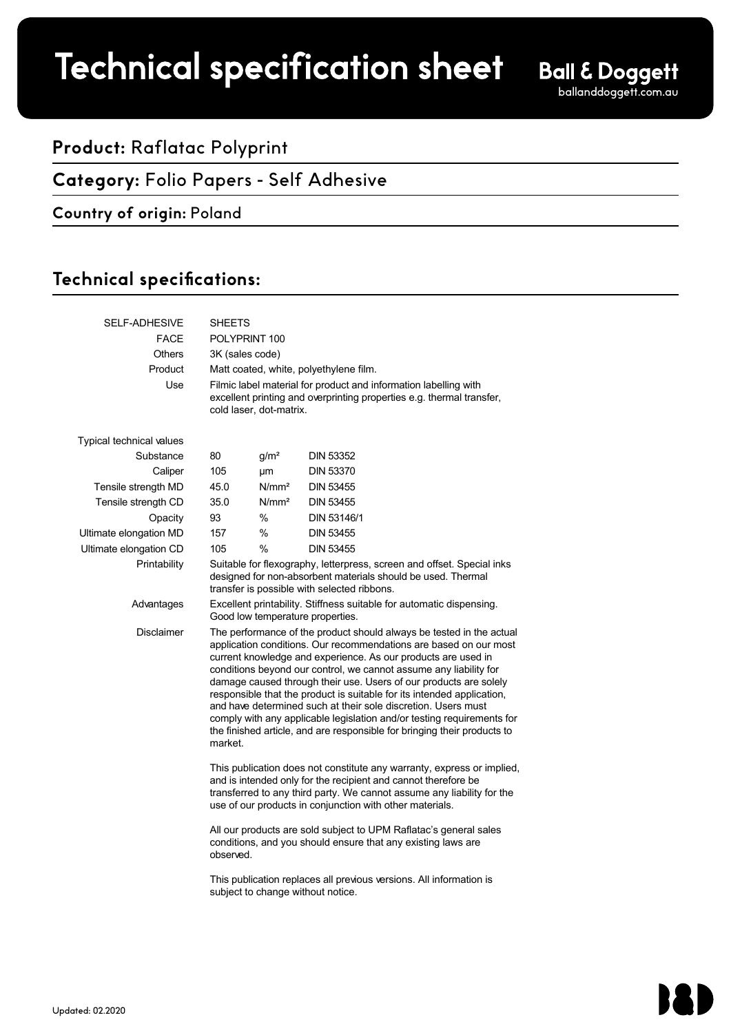# Technical specification sheet

**Ball & Doggett**
ballanddoggett.com.au

## **Product:** Raflatac Polyprint

## **Category:** Folio Papers - Self Adhesive

### **Country of origin:** Poland

## Technical specifications:

| | | | |
|---|---|---|---|
| SELF-ADHESIVE | SHEETS | | |
| FACE | POLYPRINT 100 | | |
| Others | 3K (sales code) | | |
| Product | Matt coated, white, polyethylene film. | | |
| Use | Filmic label material for product and information labelling with excellent printing and overprinting properties e.g. thermal transfer, cold laser, dot-matrix. | | |
| Typical technical values | | | |
| Substance | 80 | g/m² | DIN 53352 |
| Caliper | 105 | µm | DIN 53370 |
| Tensile strength MD | 45.0 | N/mm² | DIN 53455 |
| Tensile strength CD | 35.0 | N/mm² | DIN 53455 |
| Opacity | 93 | % | DIN 53146/1 |
| Ultimate elongation MD | 157 | % | DIN 53455 |
| Ultimate elongation CD | 105 | % | DIN 53455 |
| Printability | Suitable for flexography, letterpress, screen and offset. Special inks designed for non-absorbent materials should be used. Thermal transfer is possible with selected ribbons. | | |
| Advantages | Excellent printability. Stiffness suitable for automatic dispensing. Good low temperature properties. | | |

**Disclaimer**

The performance of the product should always be tested in the actual application conditions. Our recommendations are based on our most current knowledge and experience. As our products are used in conditions beyond our control, we cannot assume any liability for damage caused through their use. Users of our products are solely responsible that the product is suitable for its intended application, and have determined such at their sole discretion. Users must comply with any applicable legislation and/or testing requirements for the finished article, and are responsible for bringing their products to market.

This publication does not constitute any warranty, express or implied, and is intended only for the recipient and cannot therefore be transferred to any third party. We cannot assume any liability for the use of our products in conjunction with other materials.

All our products are sold subject to UPM Raflatac's general sales conditions, and you should ensure that any existing laws are observed.

This publication replaces all previous versions. All information is subject to change without notice.

Updated: 02.2020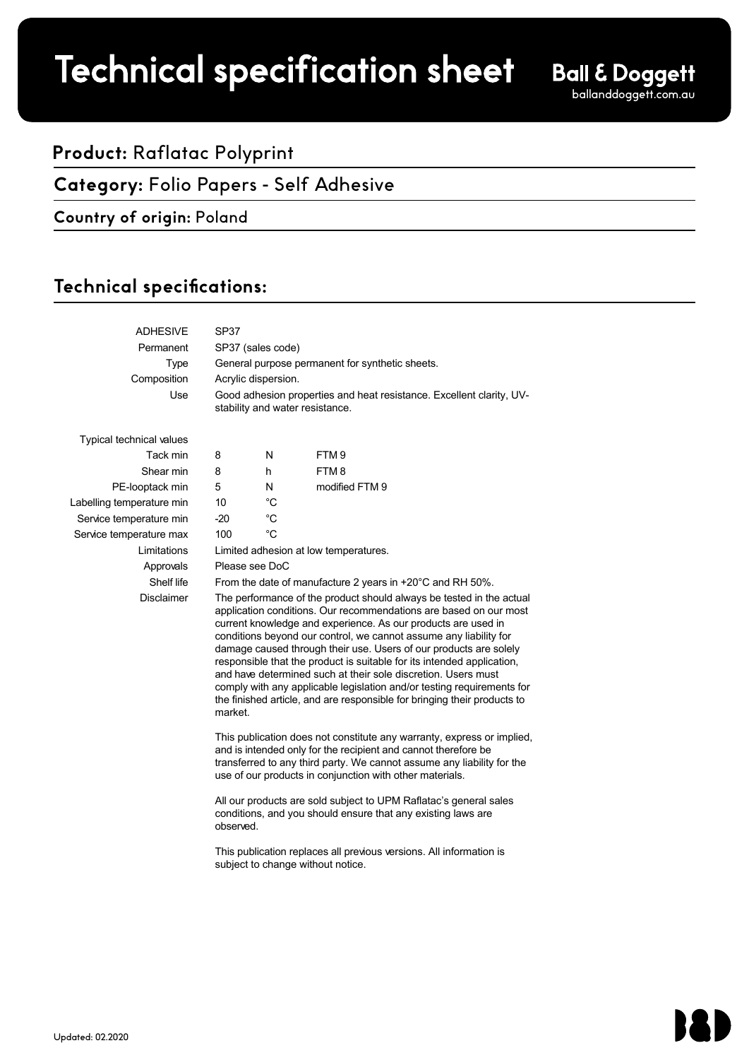# Technical specification sheet

**Ball & Doggett**
ballanddoggett.com.au

## **Product:** Raflatac Polyprint

## **Category:** Folio Papers - Self Adhesive

### **Country of origin:** Poland

## Technical specifications:

| | | | |
|---|---|---|---|
| ADHESIVE | SP37 | | |
| Permanent | SP37 (sales code) | | |
| Type | General purpose permanent for synthetic sheets. | | |
| Composition | Acrylic dispersion. | | |
| Use | Good adhesion properties and heat resistance. Excellent clarity, UV-stability and water resistance. | | |
| Typical technical values | | | |
| Tack min | 8 | N | FTM 9 |
| Shear min | 8 | h | FTM 8 |
| PE-looptack min | 5 | N | modified FTM 9 |
| Labelling temperature min | 10 | °C | |
| Service temperature min | -20 | °C | |
| Service temperature max | 100 | °C | |
| Limitations | Limited adhesion at low temperatures. | | |
| Approvals | Please see DoC | | |
| Shelf life | From the date of manufacture 2 years in +20°C and RH 50%. | | |

**Disclaimer**

The performance of the product should always be tested in the actual application conditions. Our recommendations are based on our most current knowledge and experience. As our products are used in conditions beyond our control, we cannot assume any liability for damage caused through their use. Users of our products are solely responsible that the product is suitable for its intended application, and have determined such at their sole discretion. Users must comply with any applicable legislation and/or testing requirements for the finished article, and are responsible for bringing their products to market.

This publication does not constitute any warranty, express or implied, and is intended only for the recipient and cannot therefore be transferred to any third party. We cannot assume any liability for the use of our products in conjunction with other materials.

All our products are sold subject to UPM Raflatac's general sales conditions, and you should ensure that any existing laws are observed.

This publication replaces all previous versions. All information is subject to change without notice.

Updated: 02.2020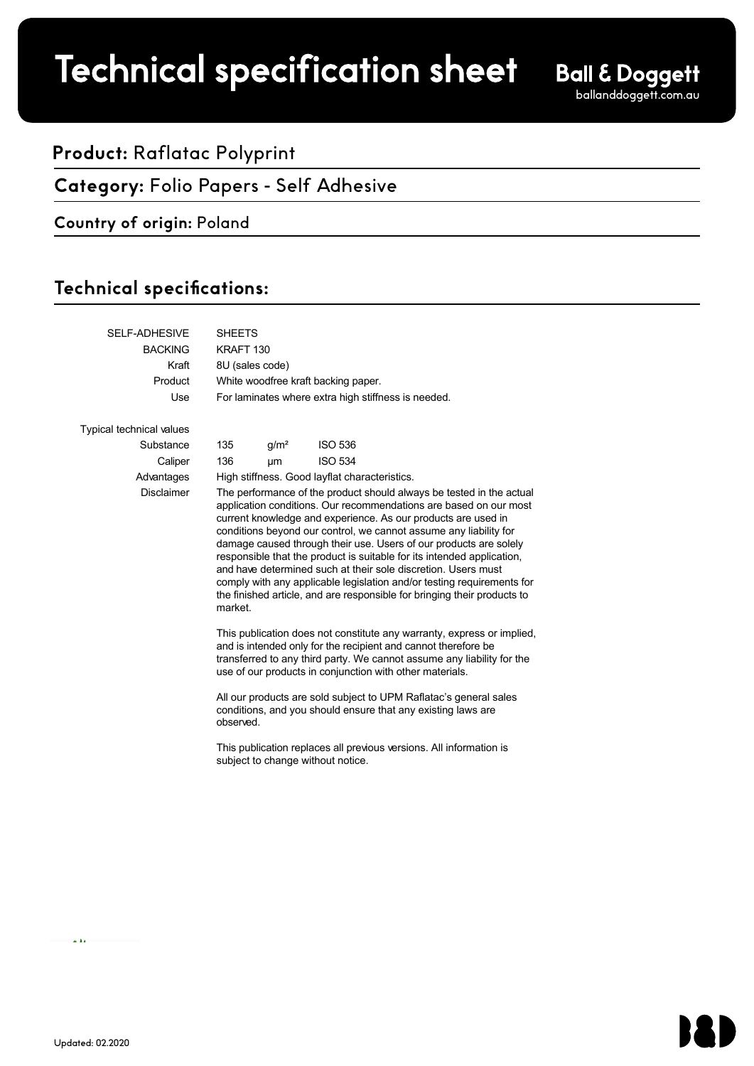# Technical specification sheet

**Ball & Doggett**
balland​doggett.com.au

## **Product:** Raflatac Polyprint

## **Category:** Folio Papers - Self Adhesive

## **Country of origin:** Poland

## Technical specifications:

| | | | |
|---|---|---|---|
| SELF-ADHESIVE | SHEETS | | |
| BACKING | KRAFT 130 | | |
| Kraft | 8U (sales code) | | |
| Product | White woodfree kraft backing paper. | | |
| Use | For laminates where extra high stiffness is needed. | | |
| Typical technical values | | | |
| Substance | 135 | g/m² | ISO 536 |
| Caliper | 136 | µm | ISO 534 |
| Advantages | High stiffness. Good layflat characteristics. | | |
| Disclaimer | The performance of the product should always be tested in the actual application conditions. Our recommendations are based on our most current knowledge and experience. As our products are used in conditions beyond our control, we cannot assume any liability for damage caused through their use. Users of our products are solely responsible that the product is suitable for its intended application, and have determined such at their sole discretion. Users must comply with any applicable legislation and/or testing requirements for the finished article, and are responsible for bringing their products to market. | | |

This publication does not constitute any warranty, express or implied, and is intended only for the recipient and cannot therefore be transferred to any third party. We cannot assume any liability for the use of our products in conjunction with other materials.

All our products are sold subject to UPM Raflatac's general sales conditions, and you should ensure that any existing laws are observed.

This publication replaces all previous versions. All information is subject to change without notice.

Updated: 02.2020